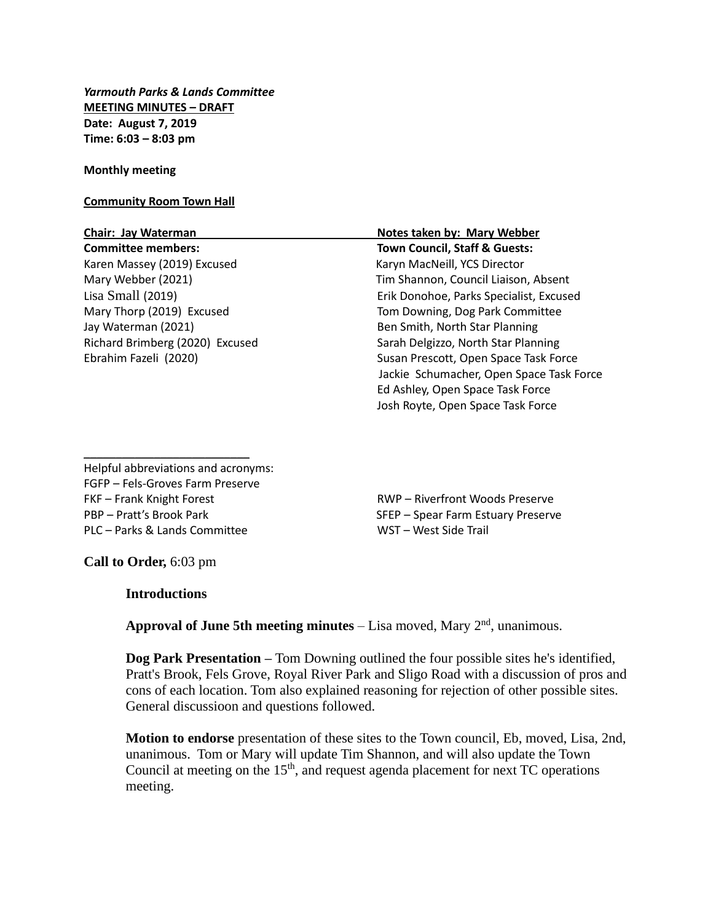***Yarmouth Parks & Lands Committee***
**MEETING MINUTES – DRAFT**
**Date: August 7, 2019**
**Time: 6:03 – 8:03 pm**

**Monthly meeting**

**Community Room Town Hall**

**Chair: Jay Waterman**

**Notes taken by: Mary Webber**

**Committee members:**

Karen Massey (2019) Excused
Mary Webber (2021)
Lisa Small (2019)
Mary Thorp (2019) Excused
Jay Waterman (2021)
Richard Brimberg (2020) Excused
Ebrahim Fazeli (2020)

**Town Council, Staff & Guests:**

Karyn MacNeill, YCS Director
Tim Shannon, Council Liaison, Absent
Erik Donohoe, Parks Specialist, Excused
Tom Downing, Dog Park Committee
Ben Smith, North Star Planning
Sarah Delgizzo, North Star Planning
Susan Prescott, Open Space Task Force
Jackie Schumacher, Open Space Task Force
Ed Ashley, Open Space Task Force
Josh Royte, Open Space Task Force

---

Helpful abbreviations and acronyms:
FGFP – Fels-Groves Farm Preserve
FKF – Frank Knight Forest
PBP – Pratt's Brook Park
PLC – Parks & Lands Committee
RWP – Riverfront Woods Preserve
SFEP – Spear Farm Estuary Preserve
WST – West Side Trail

**Call to Order,** 6:03 pm

**Introductions**

**Approval of June 5th meeting minutes** – Lisa moved, Mary 2nd, unanimous.

**Dog Park Presentation –** Tom Downing outlined the four possible sites he's identified, Pratt's Brook, Fels Grove, Royal River Park and Sligo Road with a discussion of pros and cons of each location. Tom also explained reasoning for rejection of other possible sites. General discussioon and questions followed.

**Motion to endorse** presentation of these sites to the Town council, Eb, moved, Lisa, 2nd, unanimous. Tom or Mary will update Tim Shannon, and will also update the Town Council at meeting on the 15th, and request agenda placement for next TC operations meeting.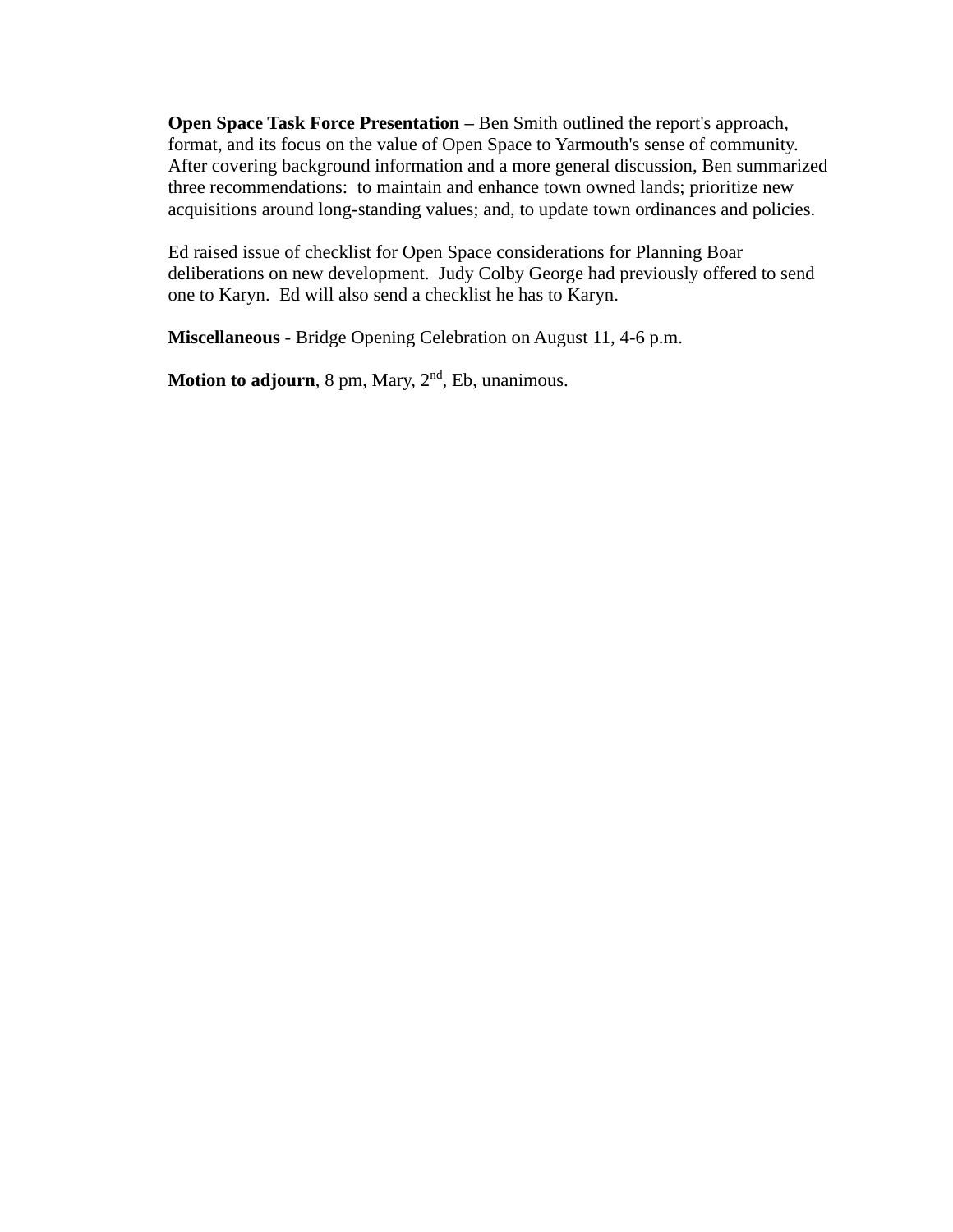**Open Space Task Force Presentation –** Ben Smith outlined the report's approach, format, and its focus on the value of Open Space to Yarmouth's sense of community. After covering background information and a more general discussion, Ben summarized three recommendations: to maintain and enhance town owned lands; prioritize new acquisitions around long-standing values; and, to update town ordinances and policies.

Ed raised issue of checklist for Open Space considerations for Planning Boar deliberations on new development. Judy Colby George had previously offered to send one to Karyn. Ed will also send a checklist he has to Karyn.

**Miscellaneous** - Bridge Opening Celebration on August 11, 4-6 p.m.

**Motion to adjourn**, 8 pm, Mary, 2nd, Eb, unanimous.